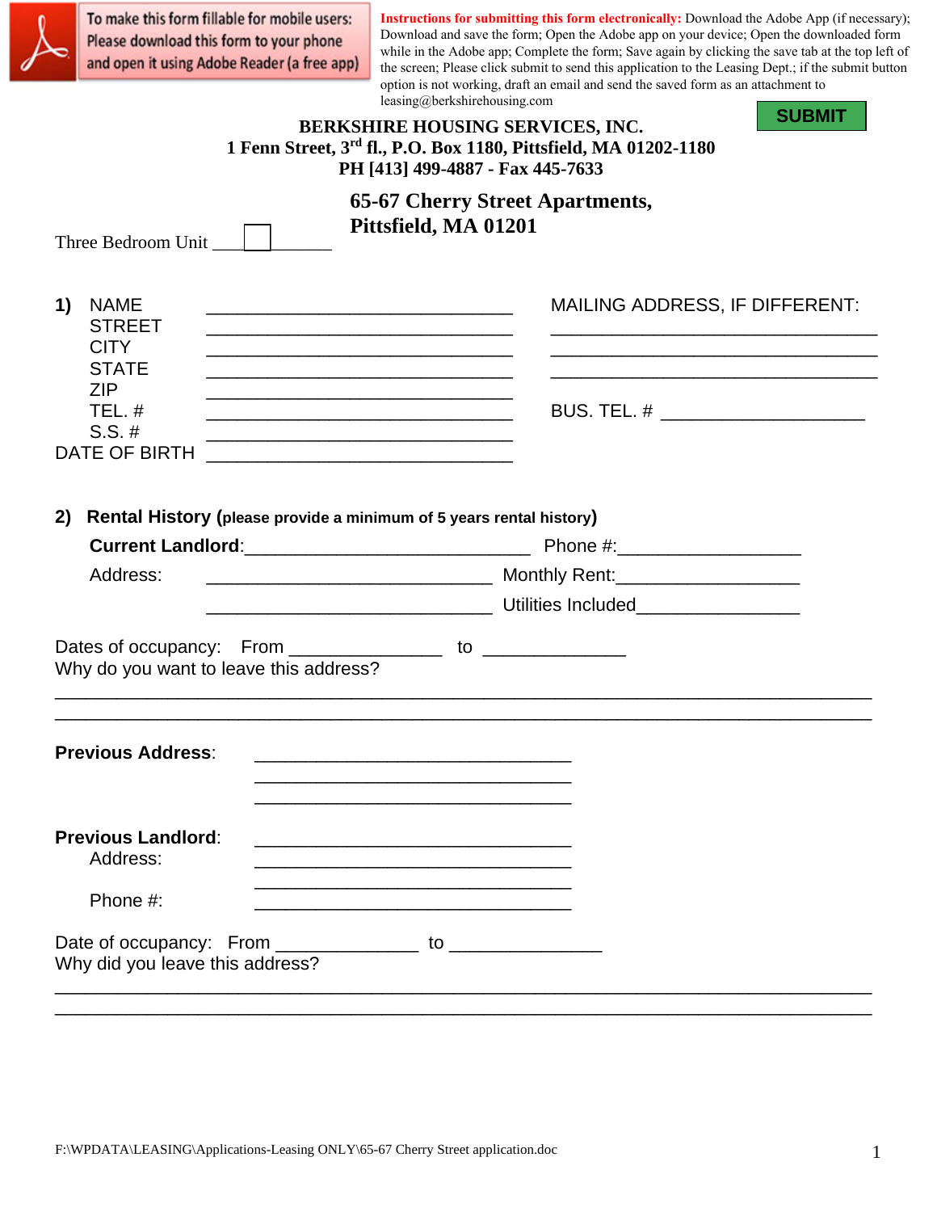To make this form fillable for mobile users: Please download this form to your phone and open it using Adobe Reader (a free app)

**Instructions for submitting this form electronically:** Download the Adobe App (if necessary); Download and save the form; Open the Adobe app on your device; Open the downloaded form while in the Adobe app; Complete the form; Save again by clicking the save tab at the top left of the screen; Please click submit to send this application to the Leasing Dept.; if the submit button option is not working, draft an email and send the saved form as an attachment to leasing@berkshirehousing.com

**SUBMIT**

**BERKSHIRE HOUSING SERVICES, INC.**
**1 Fenn Street, 3rd fl., P.O. Box 1180, Pittsfield, MA 01202-1180**
**PH [413] 499-4887 - Fax 445-7633**

## 65-67 Cherry Street Apartments, Pittsfield, MA 01201

Three Bedroom Unit ____☐_______

**1)** NAME ______________________________ MAILING ADDRESS, IF DIFFERENT:
STREET ______________________________ ______________________________
CITY ______________________________ ______________________________
STATE ______________________________ ______________________________
ZIP ______________________________
TEL. # ______________________________ BUS. TEL. # ____________________
S.S. # ______________________________
DATE OF BIRTH ______________________________

**2) Rental History (please provide a minimum of 5 years rental history)**

**Current Landlord**:____________________________ Phone #:__________________

Address: ____________________________ Monthly Rent:__________________

____________________________ Utilities Included________________

Dates of occupancy: From ______________ to _____________

Why do you want to leave this address?

________________________________________________________________________________

________________________________________________________________________________

**Previous Address**: ______________________________

______________________________

______________________________

**Previous Landlord**: ______________________________

Address: ______________________________

______________________________

Phone #: ______________________________

Date of occupancy: From _____________ to ______________

Why did you leave this address?

________________________________________________________________________________

________________________________________________________________________________

F:\WPDATA\LEASING\Applications-Leasing ONLY\65-67 Cherry Street application.doc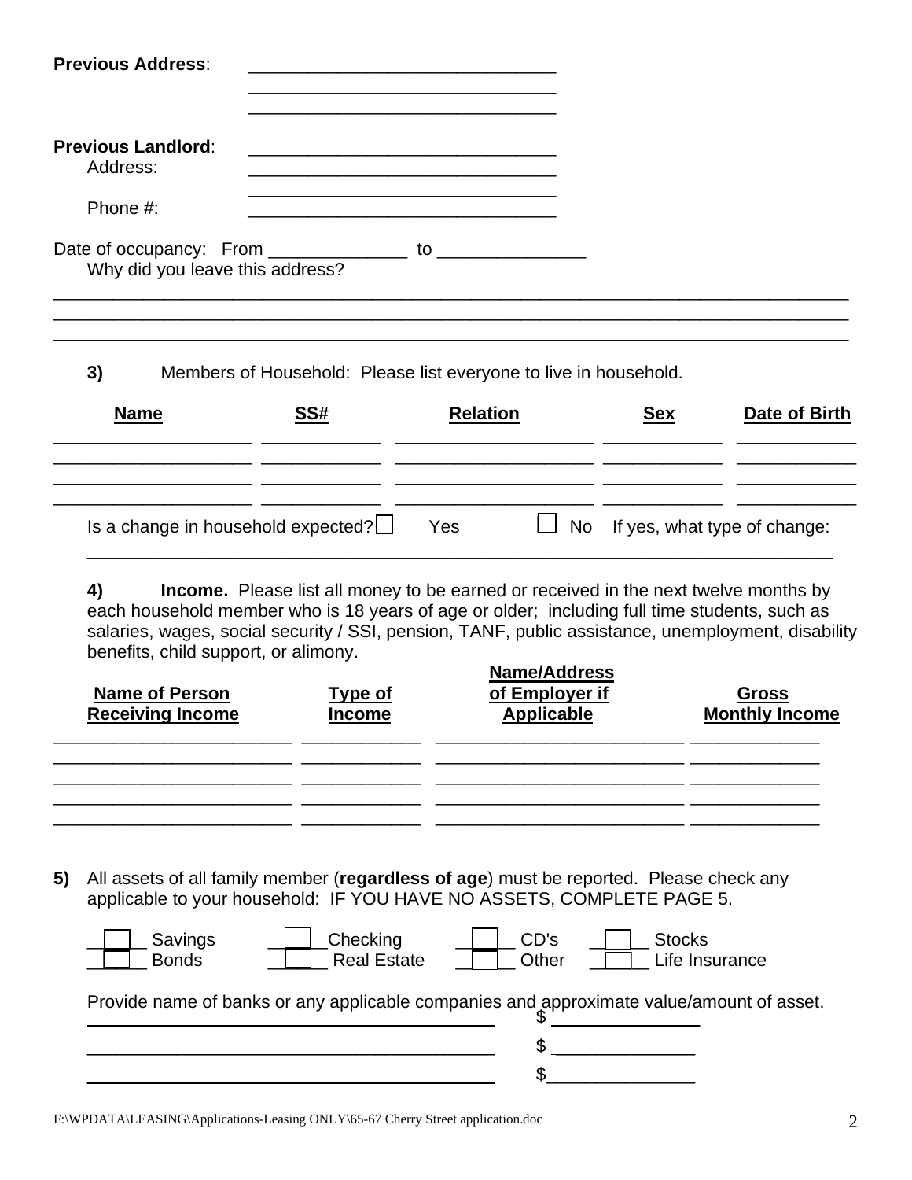**Previous Address**: \_\_\_\_\_\_\_\_\_\_\_\_\_\_\_\_\_\_\_\_\_\_\_\_\_\_\_\_\_\_\_\_
\_\_\_\_\_\_\_\_\_\_\_\_\_\_\_\_\_\_\_\_\_\_\_\_\_\_\_\_\_\_\_\_
\_\_\_\_\_\_\_\_\_\_\_\_\_\_\_\_\_\_\_\_\_\_\_\_\_\_\_\_\_\_\_\_

**Previous Landlord**: \_\_\_\_\_\_\_\_\_\_\_\_\_\_\_\_\_\_\_\_\_\_\_\_\_\_\_\_\_\_\_\_
Address: \_\_\_\_\_\_\_\_\_\_\_\_\_\_\_\_\_\_\_\_\_\_\_\_\_\_\_\_\_\_\_\_
\_\_\_\_\_\_\_\_\_\_\_\_\_\_\_\_\_\_\_\_\_\_\_\_\_\_\_\_\_\_\_\_
Phone #: \_\_\_\_\_\_\_\_\_\_\_\_\_\_\_\_\_\_\_\_\_\_\_\_\_\_\_\_\_\_\_\_

Date of occupancy: From \_\_\_\_\_\_\_\_\_\_\_\_\_\_ to \_\_\_\_\_\_\_\_\_\_\_\_\_\_\_
Why did you leave this address?

\_\_\_\_\_\_\_\_\_\_\_\_\_\_\_\_\_\_\_\_\_\_\_\_\_\_\_\_\_\_\_\_\_\_\_\_\_\_\_\_\_\_\_\_\_\_\_\_\_\_\_\_\_\_\_\_\_\_\_\_\_\_\_\_\_\_\_\_\_\_\_\_\_\_\_\_\_\_
\_\_\_\_\_\_\_\_\_\_\_\_\_\_\_\_\_\_\_\_\_\_\_\_\_\_\_\_\_\_\_\_\_\_\_\_\_\_\_\_\_\_\_\_\_\_\_\_\_\_\_\_\_\_\_\_\_\_\_\_\_\_\_\_\_\_\_\_\_\_\_\_\_\_\_\_\_\_
\_\_\_\_\_\_\_\_\_\_\_\_\_\_\_\_\_\_\_\_\_\_\_\_\_\_\_\_\_\_\_\_\_\_\_\_\_\_\_\_\_\_\_\_\_\_\_\_\_\_\_\_\_\_\_\_\_\_\_\_\_\_\_\_\_\_\_\_\_\_\_\_\_\_\_\_\_\_

**3)** Members of Household: Please list everyone to live in household.

| **Name** | **SS#** | **Relation** | **Sex** | **Date of Birth** |
|---|---|---|---|---|
| | | | | |
| | | | | |
| | | | | |
| | | | | |

Is a change in household expected? ☐ Yes ☐ No If yes, what type of change:

\_\_\_\_\_\_\_\_\_\_\_\_\_\_\_\_\_\_\_\_\_\_\_\_\_\_\_\_\_\_\_\_\_\_\_\_\_\_\_\_\_\_\_\_\_\_\_\_\_\_\_\_\_\_\_\_\_\_\_\_\_\_\_\_\_\_\_\_\_\_\_\_\_\_\_\_

**4) Income.** Please list all money to be earned or received in the next twelve months by each household member who is 18 years of age or older; including full time students, such as salaries, wages, social security / SSI, pension, TANF, public assistance, unemployment, disability benefits, child support, or alimony.

| **Name of Person Receiving Income** | **Type of Income** | **Name/Address of Employer if Applicable** | **Gross Monthly Income** |
|---|---|---|---|
| | | | |
| | | | |
| | | | |
| | | | |
| | | | |

**5)** All assets of all family member (**regardless of age**) must be reported. Please check any applicable to your household: IF YOU HAVE NO ASSETS, COMPLETE PAGE 5.

☐ Savings ☐ Checking ☐ CD's ☐ Stocks
☐ Bonds ☐ Real Estate ☐ Other ☐ Life Insurance

Provide name of banks or any applicable companies and approximate value/amount of asset.

| | |
|---|---|
| \_\_\_\_\_\_\_\_\_\_\_\_\_\_\_\_\_\_\_\_\_\_\_\_\_\_\_\_\_\_\_\_\_\_\_\_\_\_\_\_ | $ \_\_\_\_\_\_\_\_\_\_\_\_\_\_\_ |
| \_\_\_\_\_\_\_\_\_\_\_\_\_\_\_\_\_\_\_\_\_\_\_\_\_\_\_\_\_\_\_\_\_\_\_\_\_\_\_\_ | $ \_\_\_\_\_\_\_\_\_\_\_\_\_\_\_ |
| \_\_\_\_\_\_\_\_\_\_\_\_\_\_\_\_\_\_\_\_\_\_\_\_\_\_\_\_\_\_\_\_\_\_\_\_\_\_\_\_ | $ \_\_\_\_\_\_\_\_\_\_\_\_\_\_\_ |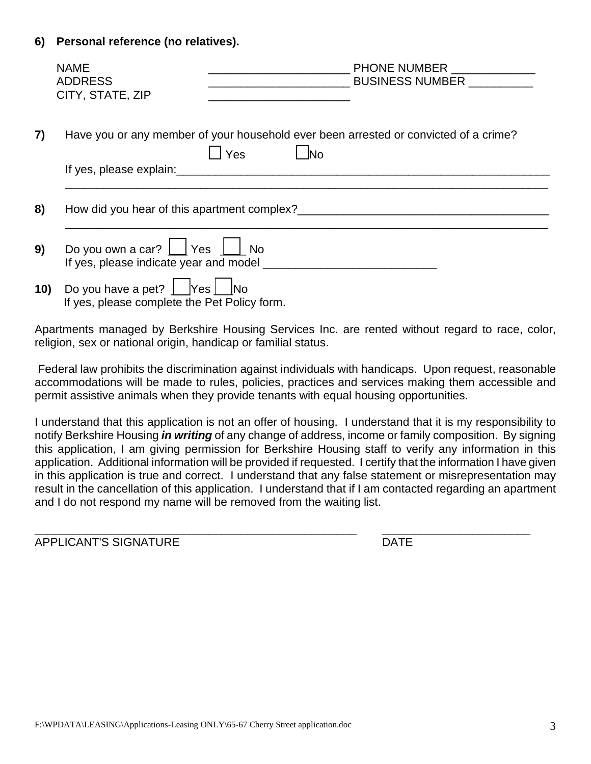**6) Personal reference (no relatives).**

NAME ______________________ PHONE NUMBER _____________
ADDRESS ______________________ BUSINESS NUMBER __________
CITY, STATE, ZIP ______________________

**7)** Have you or any member of your household ever been arrested or convicted of a crime?

☐ Yes ☐ No

If yes, please explain:____________________________________________________________
______________________________________________________________________________

**8)** How did you hear of this apartment complex?________________________________________
______________________________________________________________________________

**9)** Do you own a car? ☐ Yes ☐ No
If yes, please indicate year and model ___________________________

**10)** Do you have a pet? ☐ Yes ☐ No
If yes, please complete the Pet Policy form.

Apartments managed by Berkshire Housing Services Inc. are rented without regard to race, color, religion, sex or national origin, handicap or familial status.

Federal law prohibits the discrimination against individuals with handicaps. Upon request, reasonable accommodations will be made to rules, policies, practices and services making them accessible and permit assistive animals when they provide tenants with equal housing opportunities.

I understand that this application is not an offer of housing. I understand that it is my responsibility to notify Berkshire Housing ***in writing*** of any change of address, income or family composition. By signing this application, I am giving permission for Berkshire Housing staff to verify any information in this application. Additional information will be provided if requested. I certify that the information I have given in this application is true and correct. I understand that any false statement or misrepresentation may result in the cancellation of this application. I understand that if I am contacted regarding an apartment and I do not respond my name will be removed from the waiting list.

___________________________________________________ _______________________
APPLICANT'S SIGNATURE DATE

F:\WPDATA\LEASING\Applications-Leasing ONLY\65-67 Cherry Street application.doc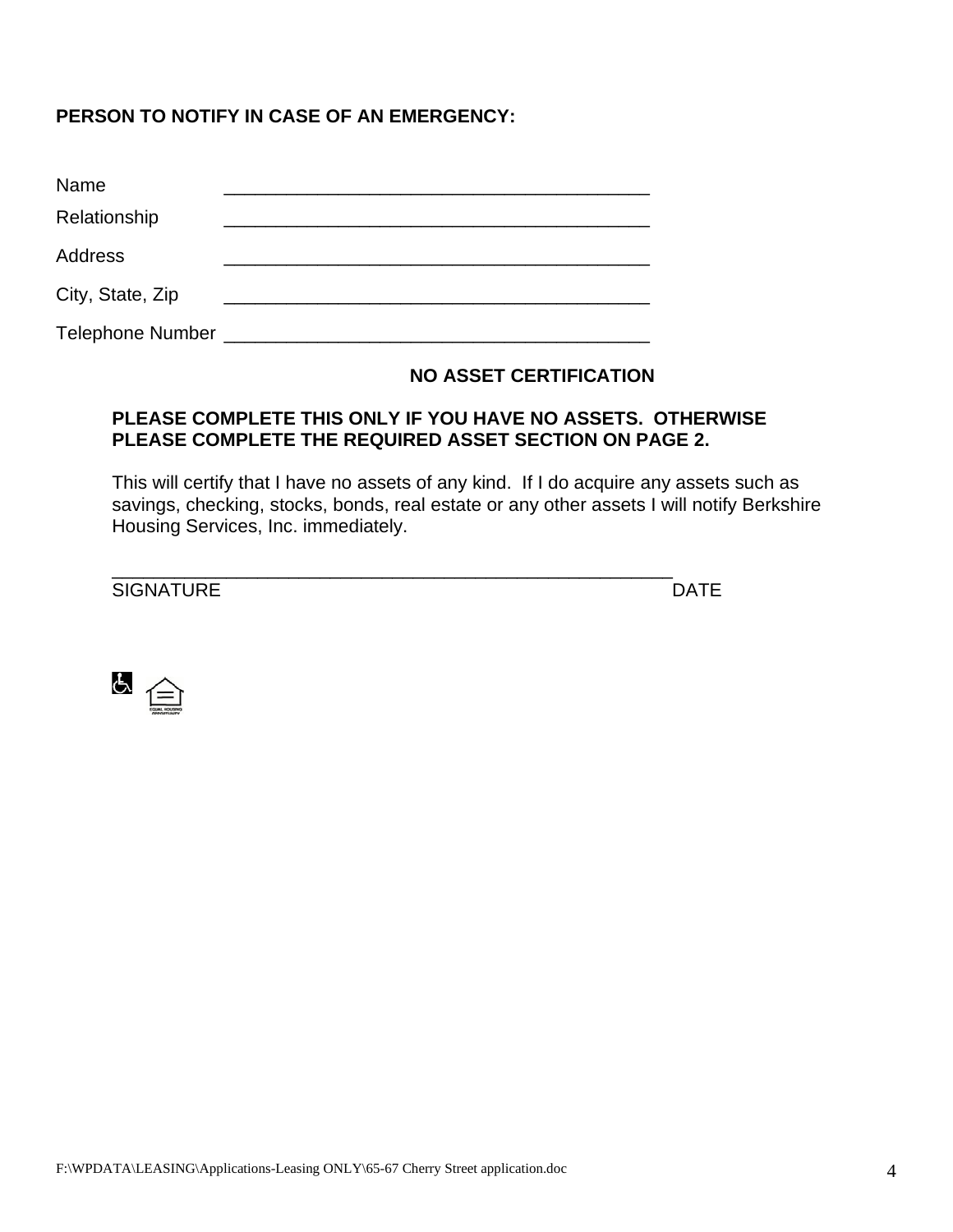**PERSON TO NOTIFY IN CASE OF AN EMERGENCY:**

Name ___________________________________________

Relationship ___________________________________________

Address ___________________________________________

City, State, Zip ___________________________________________

Telephone Number ___________________________________________

**NO ASSET CERTIFICATION**

**PLEASE COMPLETE THIS ONLY IF YOU HAVE NO ASSETS. OTHERWISE PLEASE COMPLETE THE REQUIRED ASSET SECTION ON PAGE 2.**

This will certify that I have no assets of any kind. If I do acquire any assets such as savings, checking, stocks, bonds, real estate or any other assets I will notify Berkshire Housing Services, Inc. immediately.

___________________________________________________________

SIGNATURE DATE

F:\WPDATA\LEASING\Applications-Leasing ONLY\65-67 Cherry Street application.doc